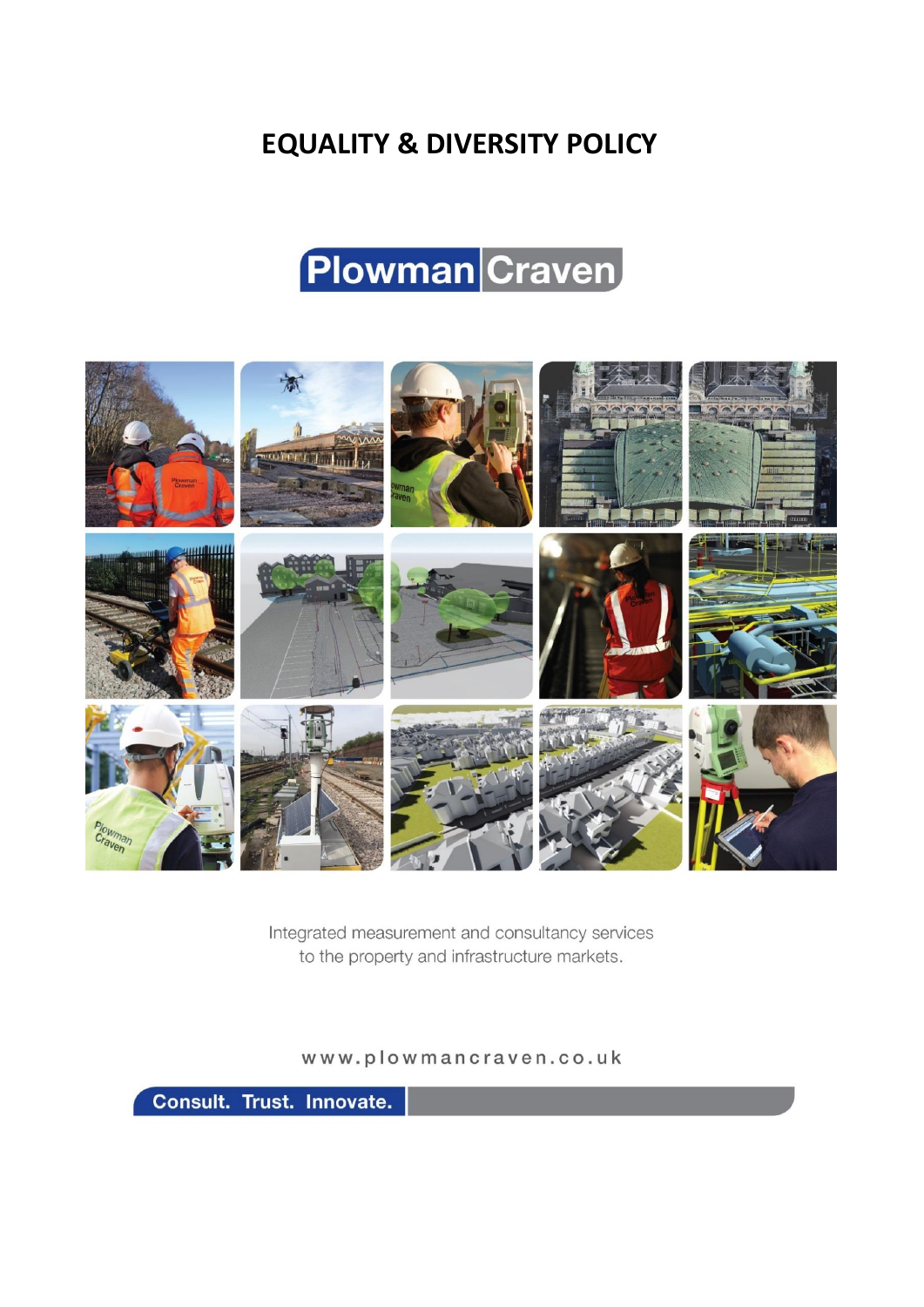# EQUALITY & DIVERSITY POLICY

Plowman Craven

Integrated measurement and consultancy services to the property and infrastructure markets.

www.plowmancraven.co.uk

Consult. Trust. Innovate.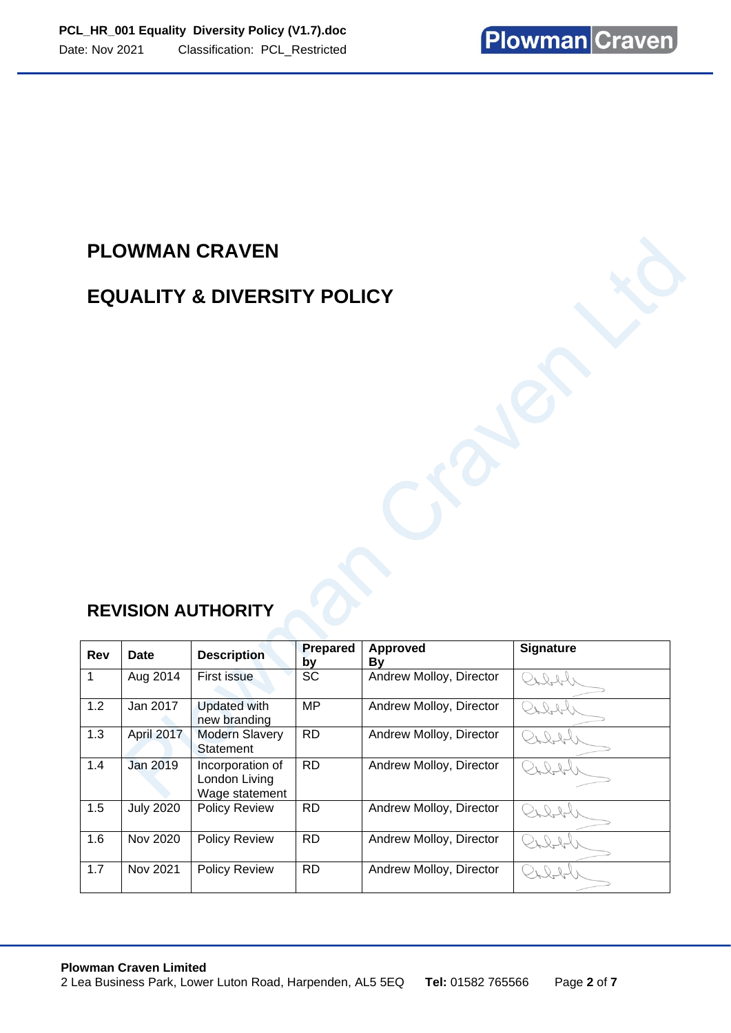# PLOWMAN CRAVEN

# EQUALITY & DIVERSITY POLICY

## REVISION AUTHORITY

| Rev | Date | Description | Prepared by | Approved By | Signature |
|---|---|---|---|---|---|
| 1 | Aug 2014 | First issue | SC | Andrew Molloy, Director | |
| 1.2 | Jan 2017 | Updated with new branding | MP | Andrew Molloy, Director | |
| 1.3 | April 2017 | Modern Slavery Statement | RD | Andrew Molloy, Director | |
| 1.4 | Jan 2019 | Incorporation of London Living Wage statement | RD | Andrew Molloy, Director | |
| 1.5 | July 2020 | Policy Review | RD | Andrew Molloy, Director | |
| 1.6 | Nov 2020 | Policy Review | RD | Andrew Molloy, Director | |
| 1.7 | Nov 2021 | Policy Review | RD | Andrew Molloy, Director | |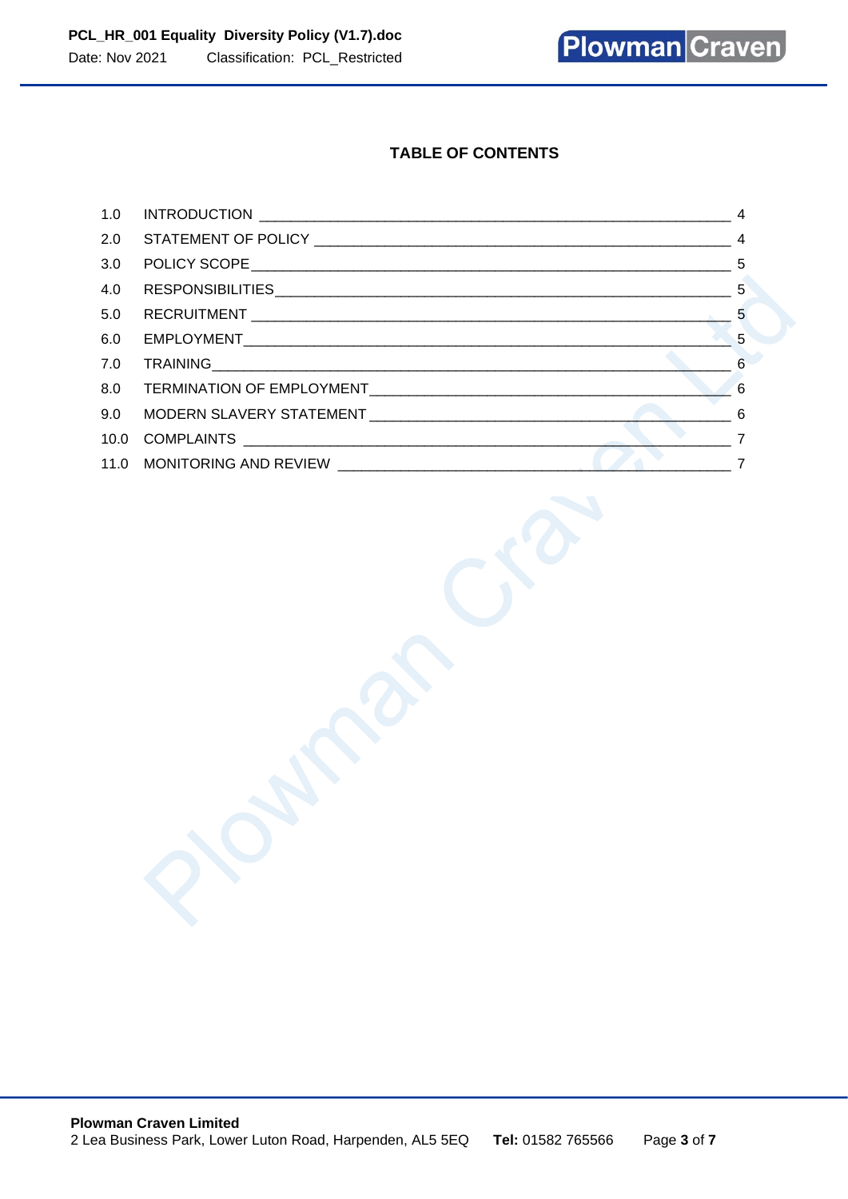## TABLE OF CONTENTS

| | | |
|---|---|---|
| 1.0 | INTRODUCTION | 4 |
| 2.0 | STATEMENT OF POLICY | 4 |
| 3.0 | POLICY SCOPE | 5 |
| 4.0 | RESPONSIBILITIES | 5 |
| 5.0 | RECRUITMENT | 5 |
| 6.0 | EMPLOYMENT | 5 |
| 7.0 | TRAINING | 6 |
| 8.0 | TERMINATION OF EMPLOYMENT | 6 |
| 9.0 | MODERN SLAVERY STATEMENT | 6 |
| 10.0 | COMPLAINTS | 7 |
| 11.0 | MONITORING AND REVIEW | 7 |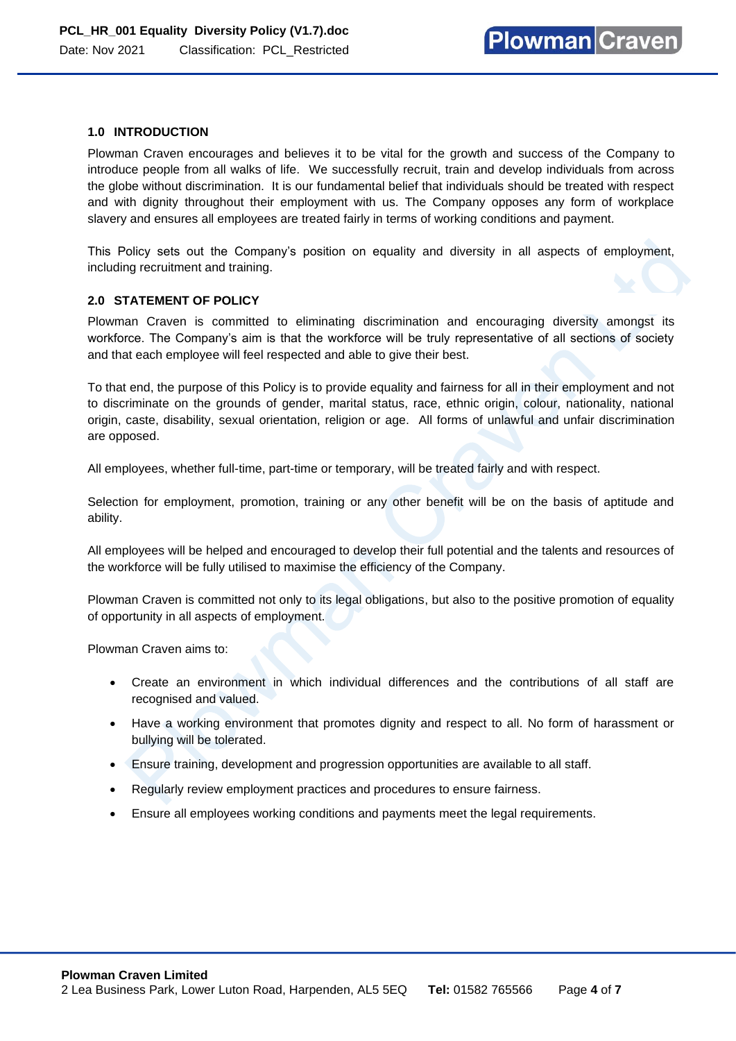## 1.0 INTRODUCTION

Plowman Craven encourages and believes it to be vital for the growth and success of the Company to introduce people from all walks of life. We successfully recruit, train and develop individuals from across the globe without discrimination. It is our fundamental belief that individuals should be treated with respect and with dignity throughout their employment with us. The Company opposes any form of workplace slavery and ensures all employees are treated fairly in terms of working conditions and payment.

This Policy sets out the Company's position on equality and diversity in all aspects of employment, including recruitment and training.

## 2.0 STATEMENT OF POLICY

Plowman Craven is committed to eliminating discrimination and encouraging diversity amongst its workforce. The Company's aim is that the workforce will be truly representative of all sections of society and that each employee will feel respected and able to give their best.

To that end, the purpose of this Policy is to provide equality and fairness for all in their employment and not to discriminate on the grounds of gender, marital status, race, ethnic origin, colour, nationality, national origin, caste, disability, sexual orientation, religion or age. All forms of unlawful and unfair discrimination are opposed.

All employees, whether full-time, part-time or temporary, will be treated fairly and with respect.

Selection for employment, promotion, training or any other benefit will be on the basis of aptitude and ability.

All employees will be helped and encouraged to develop their full potential and the talents and resources of the workforce will be fully utilised to maximise the efficiency of the Company.

Plowman Craven is committed not only to its legal obligations, but also to the positive promotion of equality of opportunity in all aspects of employment.

Plowman Craven aims to:

- Create an environment in which individual differences and the contributions of all staff are recognised and valued.
- Have a working environment that promotes dignity and respect to all. No form of harassment or bullying will be tolerated.
- Ensure training, development and progression opportunities are available to all staff.
- Regularly review employment practices and procedures to ensure fairness.
- Ensure all employees working conditions and payments meet the legal requirements.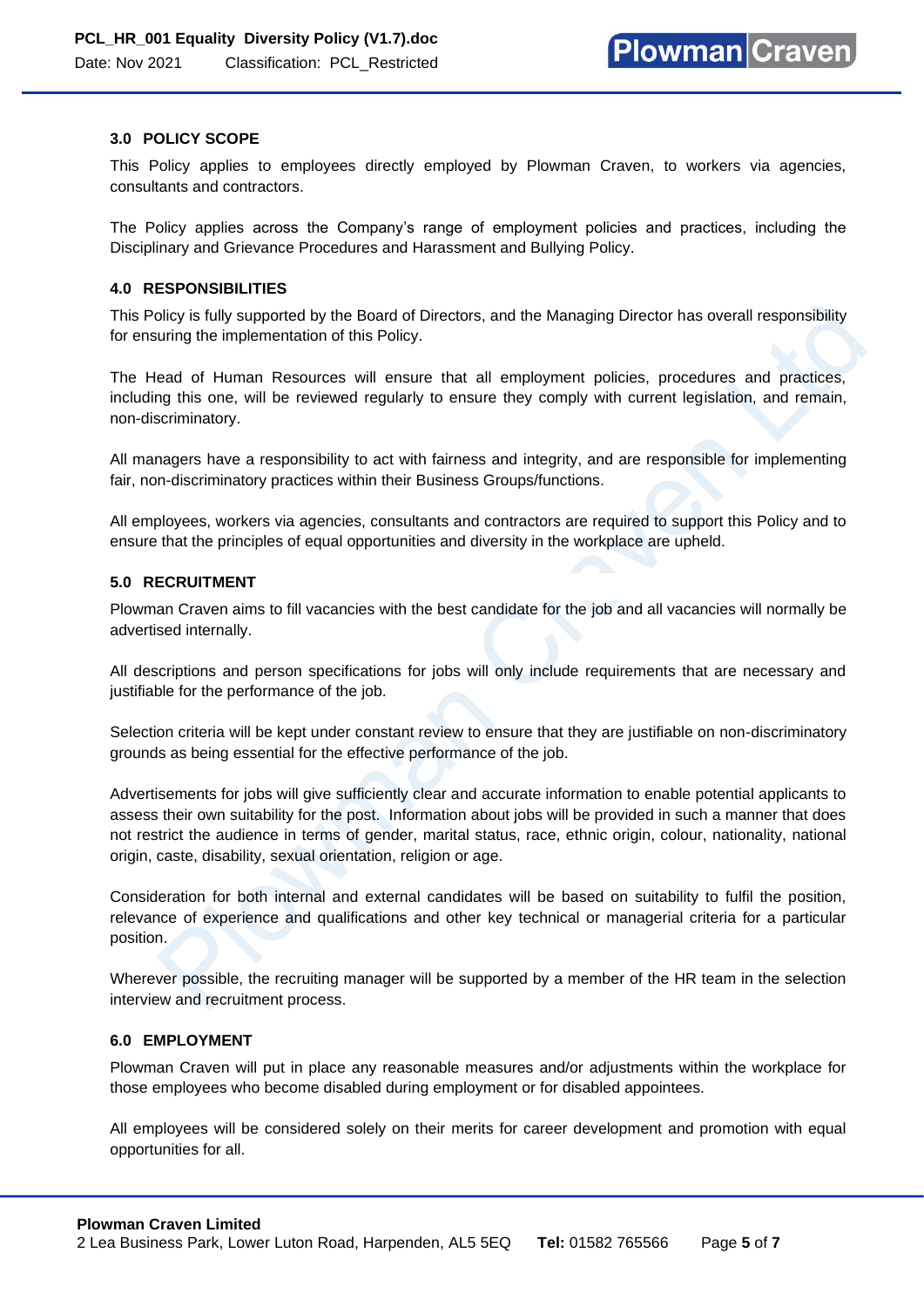## 3.0 POLICY SCOPE

This Policy applies to employees directly employed by Plowman Craven, to workers via agencies, consultants and contractors.

The Policy applies across the Company's range of employment policies and practices, including the Disciplinary and Grievance Procedures and Harassment and Bullying Policy.

## 4.0 RESPONSIBILITIES

This Policy is fully supported by the Board of Directors, and the Managing Director has overall responsibility for ensuring the implementation of this Policy.

The Head of Human Resources will ensure that all employment policies, procedures and practices, including this one, will be reviewed regularly to ensure they comply with current legislation, and remain, non-discriminatory.

All managers have a responsibility to act with fairness and integrity, and are responsible for implementing fair, non-discriminatory practices within their Business Groups/functions.

All employees, workers via agencies, consultants and contractors are required to support this Policy and to ensure that the principles of equal opportunities and diversity in the workplace are upheld.

## 5.0 RECRUITMENT

Plowman Craven aims to fill vacancies with the best candidate for the job and all vacancies will normally be advertised internally.

All descriptions and person specifications for jobs will only include requirements that are necessary and justifiable for the performance of the job.

Selection criteria will be kept under constant review to ensure that they are justifiable on non-discriminatory grounds as being essential for the effective performance of the job.

Advertisements for jobs will give sufficiently clear and accurate information to enable potential applicants to assess their own suitability for the post. Information about jobs will be provided in such a manner that does not restrict the audience in terms of gender, marital status, race, ethnic origin, colour, nationality, national origin, caste, disability, sexual orientation, religion or age.

Consideration for both internal and external candidates will be based on suitability to fulfil the position, relevance of experience and qualifications and other key technical or managerial criteria for a particular position.

Wherever possible, the recruiting manager will be supported by a member of the HR team in the selection interview and recruitment process.

## 6.0 EMPLOYMENT

Plowman Craven will put in place any reasonable measures and/or adjustments within the workplace for those employees who become disabled during employment or for disabled appointees.

All employees will be considered solely on their merits for career development and promotion with equal opportunities for all.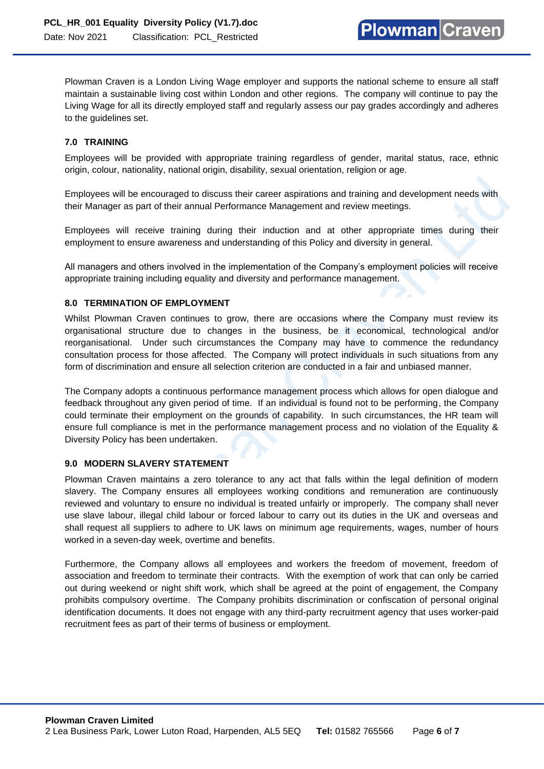Plowman Craven is a London Living Wage employer and supports the national scheme to ensure all staff maintain a sustainable living cost within London and other regions. The company will continue to pay the Living Wage for all its directly employed staff and regularly assess our pay grades accordingly and adheres to the guidelines set.

## 7.0 TRAINING

Employees will be provided with appropriate training regardless of gender, marital status, race, ethnic origin, colour, nationality, national origin, disability, sexual orientation, religion or age.

Employees will be encouraged to discuss their career aspirations and training and development needs with their Manager as part of their annual Performance Management and review meetings.

Employees will receive training during their induction and at other appropriate times during their employment to ensure awareness and understanding of this Policy and diversity in general.

All managers and others involved in the implementation of the Company's employment policies will receive appropriate training including equality and diversity and performance management.

## 8.0 TERMINATION OF EMPLOYMENT

Whilst Plowman Craven continues to grow, there are occasions where the Company must review its organisational structure due to changes in the business, be it economical, technological and/or reorganisational. Under such circumstances the Company may have to commence the redundancy consultation process for those affected. The Company will protect individuals in such situations from any form of discrimination and ensure all selection criterion are conducted in a fair and unbiased manner.

The Company adopts a continuous performance management process which allows for open dialogue and feedback throughout any given period of time. If an individual is found not to be performing, the Company could terminate their employment on the grounds of capability. In such circumstances, the HR team will ensure full compliance is met in the performance management process and no violation of the Equality & Diversity Policy has been undertaken.

## 9.0 MODERN SLAVERY STATEMENT

Plowman Craven maintains a zero tolerance to any act that falls within the legal definition of modern slavery. The Company ensures all employees working conditions and remuneration are continuously reviewed and voluntary to ensure no individual is treated unfairly or improperly. The company shall never use slave labour, illegal child labour or forced labour to carry out its duties in the UK and overseas and shall request all suppliers to adhere to UK laws on minimum age requirements, wages, number of hours worked in a seven-day week, overtime and benefits.

Furthermore, the Company allows all employees and workers the freedom of movement, freedom of association and freedom to terminate their contracts. With the exemption of work that can only be carried out during weekend or night shift work, which shall be agreed at the point of engagement, the Company prohibits compulsory overtime. The Company prohibits discrimination or confiscation of personal original identification documents. It does not engage with any third-party recruitment agency that uses worker-paid recruitment fees as part of their terms of business or employment.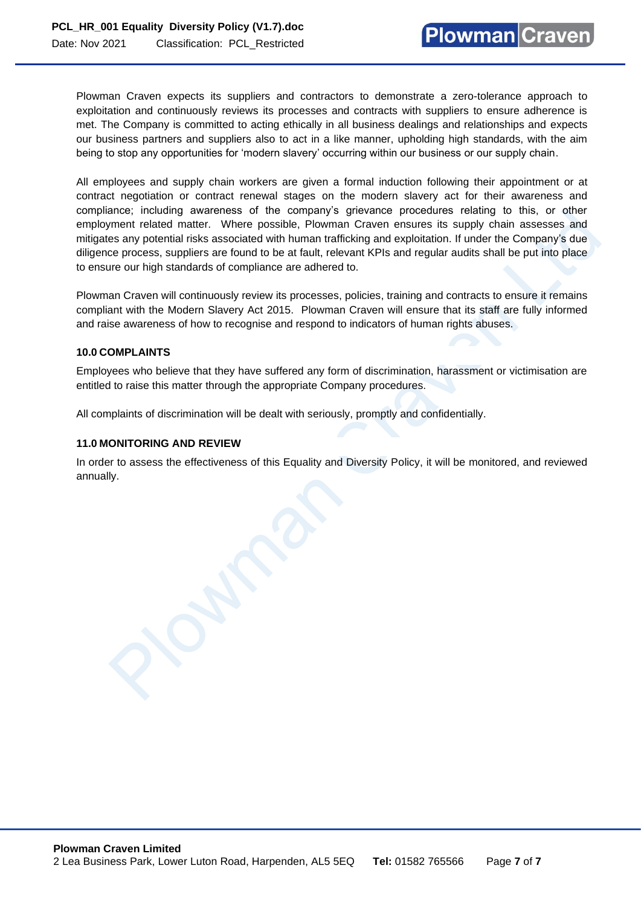Plowman Craven expects its suppliers and contractors to demonstrate a zero-tolerance approach to exploitation and continuously reviews its processes and contracts with suppliers to ensure adherence is met. The Company is committed to acting ethically in all business dealings and relationships and expects our business partners and suppliers also to act in a like manner, upholding high standards, with the aim being to stop any opportunities for 'modern slavery' occurring within our business or our supply chain.

All employees and supply chain workers are given a formal induction following their appointment or at contract negotiation or contract renewal stages on the modern slavery act for their awareness and compliance; including awareness of the company's grievance procedures relating to this, or other employment related matter. Where possible, Plowman Craven ensures its supply chain assesses and mitigates any potential risks associated with human trafficking and exploitation. If under the Company's due diligence process, suppliers are found to be at fault, relevant KPIs and regular audits shall be put into place to ensure our high standards of compliance are adhered to.

Plowman Craven will continuously review its processes, policies, training and contracts to ensure it remains compliant with the Modern Slavery Act 2015. Plowman Craven will ensure that its staff are fully informed and raise awareness of how to recognise and respond to indicators of human rights abuses.

### 10.0 COMPLAINTS

Employees who believe that they have suffered any form of discrimination, harassment or victimisation are entitled to raise this matter through the appropriate Company procedures.

All complaints of discrimination will be dealt with seriously, promptly and confidentially.

### 11.0 MONITORING AND REVIEW

In order to assess the effectiveness of this Equality and Diversity Policy, it will be monitored, and reviewed annually.